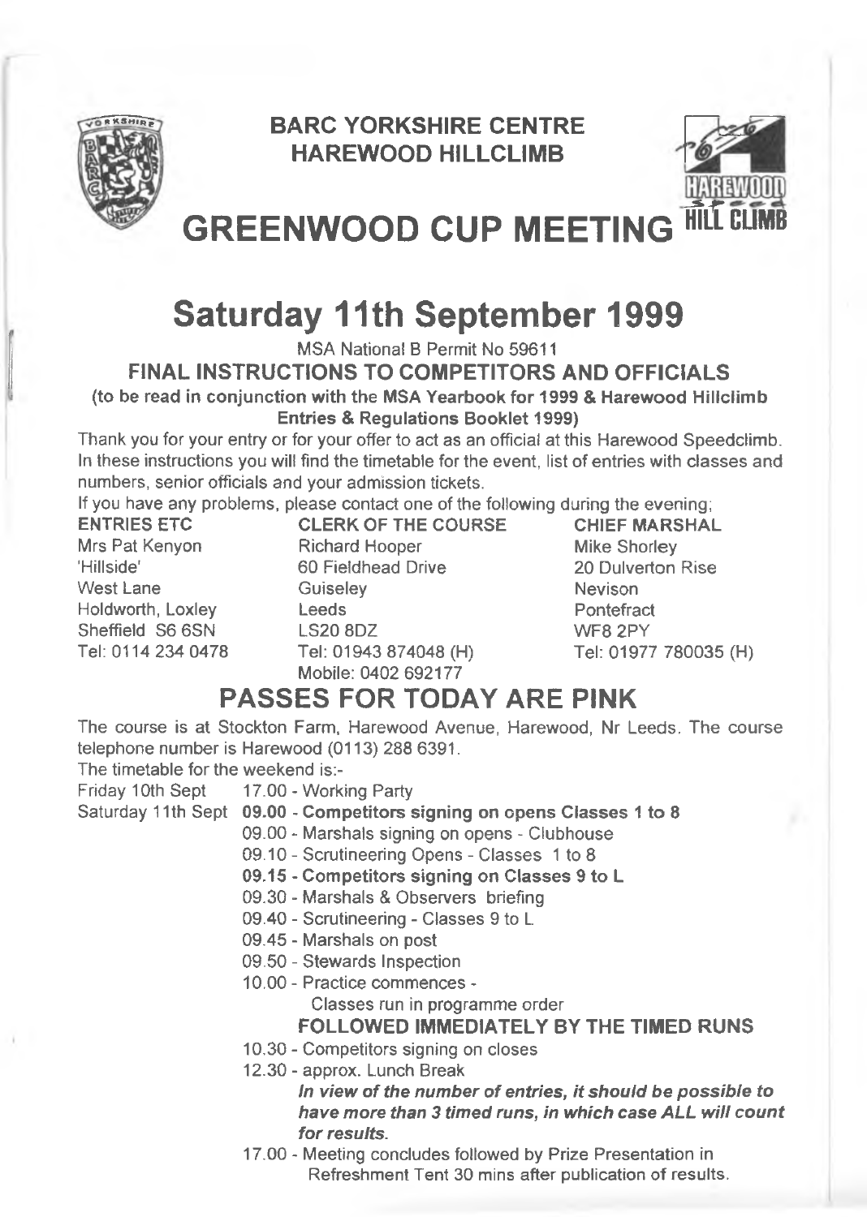# BARC YORKSHIRE CENTRE
# HAREWOOD HILLCLIMB

# GREENWOOD CUP MEETING

# Saturday 11th September 1999

MSA National B Permit No 59611

## FINAL INSTRUCTIONS TO COMPETITORS AND OFFICIALS

**(to be read in conjunction with the MSA Yearbook for 1999 & Harewood Hillclimb Entries & Regulations Booklet 1999)**

Thank you for your entry or for your offer to act as an official at this Harewood Speedclimb. In these instructions you will find the timetable for the event, list of entries with classes and numbers, senior officials and your admission tickets.

If you have any problems, please contact one of the following during the evening;

| ENTRIES ETC | CLERK OF THE COURSE | CHIEF MARSHAL |
|---|---|---|
| Mrs Pat Kenyon | Richard Hooper | Mike Shorley |
| 'Hillside' | 60 Fieldhead Drive | 20 Dulverton Rise |
| West Lane | Guiseley | Nevison |
| Holdworth, Loxley | Leeds | Pontefract |
| Sheffield S6 6SN | LS20 8DZ | WF8 2PY |
| Tel: 0114 234 0478 | Tel: 01943 874048 (H) | Tel: 01977 780035 (H) |
| | Mobile: 0402 692177 | |

## PASSES FOR TODAY ARE PINK

The course is at Stockton Farm, Harewood Avenue, Harewood, Nr Leeds. The course telephone number is Harewood (0113) 288 6391.

The timetable for the weekend is:-

Friday 10th Sept 17.00 - Working Party

Saturday 11th Sept **09.00 - Competitors signing on opens Classes 1 to 8**

09.00 - Marshals signing on opens - Clubhouse

09.10 - Scrutineering Opens - Classes 1 to 8

**09.15 - Competitors signing on Classes 9 to L**

09.30 - Marshals & Observers briefing

09.40 - Scrutineering - Classes 9 to L

09.45 - Marshals on post

09.50 - Stewards Inspection

10.00 - Practice commences -
Classes run in programme order

**FOLLOWED IMMEDIATELY BY THE TIMED RUNS**

10.30 - Competitors signing on closes

12.30 - approx. Lunch Break

***In view of the number of entries, it should be possible to have more than 3 timed runs, in which case ALL will count for results.***

17.00 - Meeting concludes followed by Prize Presentation in Refreshment Tent 30 mins after publication of results.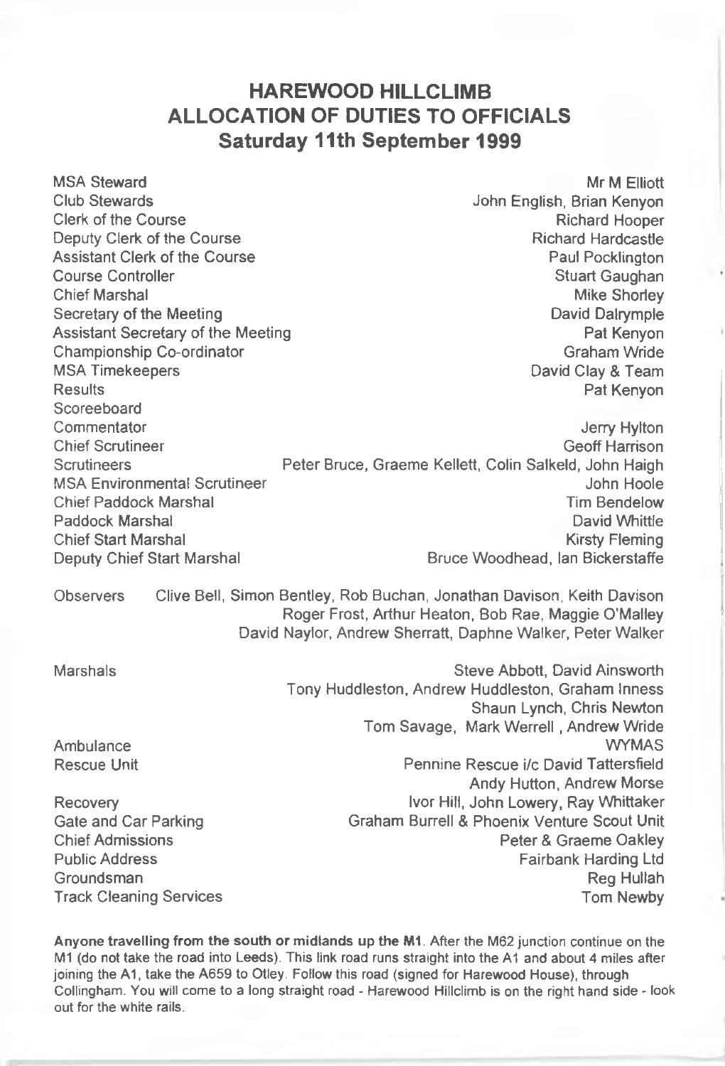# HAREWOOD HILLCLIMB
# ALLOCATION OF DUTIES TO OFFICIALS
## Saturday 11th September 1999

| | |
|---|---|
| MSA Steward | Mr M Elliott |
| Club Stewards | John English, Brian Kenyon |
| Clerk of the Course | Richard Hooper |
| Deputy Clerk of the Course | Richard Hardcastle |
| Assistant Clerk of the Course | Paul Pocklington |
| Course Controller | Stuart Gaughan |
| Chief Marshal | Mike Shorley |
| Secretary of the Meeting | David Dalrymple |
| Assistant Secretary of the Meeting | Pat Kenyon |
| Championship Co-ordinator | Graham Wride |
| MSA Timekeepers | David Clay & Team |
| Results | Pat Kenyon |
| Scoreeboard | |
| Commentator | Jerry Hylton |
| Chief Scrutineer | Geoff Harrison |
| Scrutineers | Peter Bruce, Graeme Kellett, Colin Salkeld, John Haigh |
| MSA Environmental Scrutineer | John Hoole |
| Chief Paddock Marshal | Tim Bendelow |
| Paddock Marshal | David Whittle |
| Chief Start Marshal | Kirsty Fleming |
| Deputy Chief Start Marshal | Bruce Woodhead, Ian Bickerstaffe |

Observers — Clive Bell, Simon Bentley, Rob Buchan, Jonathan Davison, Keith Davison, Roger Frost, Arthur Heaton, Bob Rae, Maggie O'Malley, David Naylor, Andrew Sherratt, Daphne Walker, Peter Walker

| | |
|---|---|
| Marshals | Steve Abbott, David Ainsworth, Tony Huddleston, Andrew Huddleston, Graham Inness, Shaun Lynch, Chris Newton, Tom Savage, Mark Werrell, Andrew Wride |
| Ambulance | WYMAS |
| Rescue Unit | Pennine Rescue i/c David Tattersfield, Andy Hutton, Andrew Morse |
| Recovery | Ivor Hill, John Lowery, Ray Whittaker |
| Gate and Car Parking | Graham Burrell & Phoenix Venture Scout Unit |
| Chief Admissions | Peter & Graeme Oakley |
| Public Address | Fairbank Harding Ltd |
| Groundsman | Reg Hullah |
| Track Cleaning Services | Tom Newby |

**Anyone travelling from the south or midlands up the M1**. After the M62 junction continue on the M1 (do not take the road into Leeds). This link road runs straight into the A1 and about 4 miles after joining the A1, take the A659 to Otley. Follow this road (signed for Harewood House), through Collingham. You will come to a long straight road - Harewood Hillclimb is on the right hand side - look out for the white rails.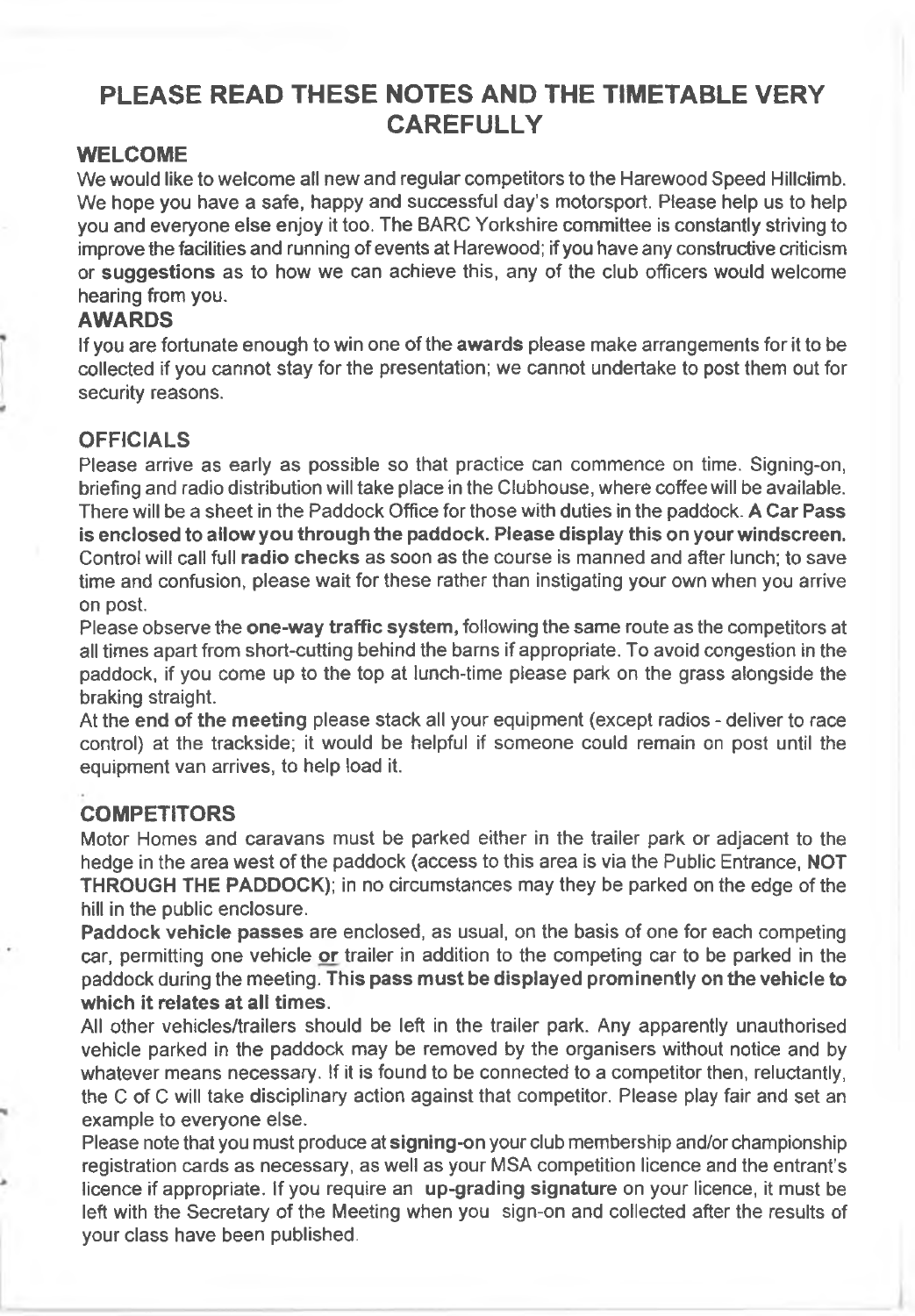# PLEASE READ THESE NOTES AND THE TIMETABLE VERY CAREFULLY

## WELCOME

We would like to welcome all new and regular competitors to the Harewood Speed Hillclimb. We hope you have a safe, happy and successful day's motorsport. Please help us to help you and everyone else enjoy it too. The BARC Yorkshire committee is constantly striving to improve the facilities and running of events at Harewood; if you have any constructive criticism or **suggestions** as to how we can achieve this, any of the club officers would welcome hearing from you.

## AWARDS

If you are fortunate enough to win one of the **awards** please make arrangements for it to be collected if you cannot stay for the presentation; we cannot undertake to post them out for security reasons.

## OFFICIALS

Please arrive as early as possible so that practice can commence on time. Signing-on, briefing and radio distribution will take place in the Clubhouse, where coffee will be available. There will be a sheet in the Paddock Office for those with duties in the paddock. **A Car Pass is enclosed to allow you through the paddock. Please display this on your windscreen.** Control will call full **radio checks** as soon as the course is manned and after lunch; to save time and confusion, please wait for these rather than instigating your own when you arrive on post.

Please observe the **one-way traffic system,** following the same route as the competitors at all times apart from short-cutting behind the barns if appropriate. To avoid congestion in the paddock, if you come up to the top at lunch-time please park on the grass alongside the braking straight.

At the **end of the meeting** please stack all your equipment (except radios - deliver to race control) at the trackside; it would be helpful if someone could remain on post until the equipment van arrives, to help load it.

## COMPETITORS

Motor Homes and caravans must be parked either in the trailer park or adjacent to the hedge in the area west of the paddock (access to this area is via the Public Entrance, **NOT THROUGH THE PADDOCK**); in no circumstances may they be parked on the edge of the hill in the public enclosure.

**Paddock vehicle passes** are enclosed, as usual, on the basis of one for each competing car, permitting one vehicle **or** trailer in addition to the competing car to be parked in the paddock during the meeting. **This pass must be displayed prominently on the vehicle to which it relates at all times.**

All other vehicles/trailers should be left in the trailer park. Any apparently unauthorised vehicle parked in the paddock may be removed by the organisers without notice and by whatever means necessary. If it is found to be connected to a competitor then, reluctantly, the C of C will take disciplinary action against that competitor. Please play fair and set an example to everyone else.

Please note that you must produce at **signing-on** your club membership and/or championship registration cards as necessary, as well as your MSA competition licence and the entrant's licence if appropriate. If you require an **up-grading signature** on your licence, it must be left with the Secretary of the Meeting when you sign-on and collected after the results of your class have been published.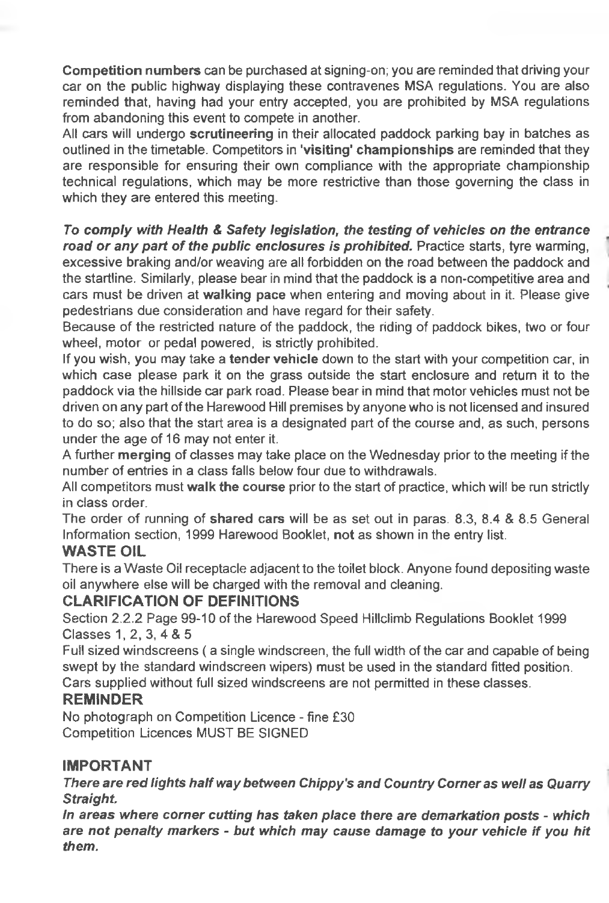**Competition numbers** can be purchased at signing-on; you are reminded that driving your car on the public highway displaying these contravenes MSA regulations. You are also reminded that, having had your entry accepted, you are prohibited by MSA regulations from abandoning this event to compete in another.

All cars will undergo **scrutineering** in their allocated paddock parking bay in batches as outlined in the timetable. Competitors in **'visiting' championships** are reminded that they are responsible for ensuring their own compliance with the appropriate championship technical regulations, which may be more restrictive than those governing the class in which they are entered this meeting.

***To comply with Health & Safety legislation, the testing of vehicles on the entrance road or any part of the public enclosures is prohibited.*** Practice starts, tyre warming, excessive braking and/or weaving are all forbidden on the road between the paddock and the startline. Similarly, please bear in mind that the paddock is a non-competitive area and cars must be driven at **walking pace** when entering and moving about in it. Please give pedestrians due consideration and have regard for their safety.

Because of the restricted nature of the paddock, the riding of paddock bikes, two or four wheel, motor or pedal powered, is strictly prohibited.

If you wish, you may take a **tender vehicle** down to the start with your competition car, in which case please park it on the grass outside the start enclosure and return it to the paddock via the hillside car park road. Please bear in mind that motor vehicles must not be driven on any part of the Harewood Hill premises by anyone who is not licensed and insured to do so; also that the start area is a designated part of the course and, as such, persons under the age of 16 may not enter it.

A further **merging** of classes may take place on the Wednesday prior to the meeting if the number of entries in a class falls below four due to withdrawals.

All competitors must **walk the course** prior to the start of practice, which will be run strictly in class order.

The order of running of **shared cars** will be as set out in paras. 8.3, 8.4 & 8.5 General Information section, 1999 Harewood Booklet, **not** as shown in the entry list.

## WASTE OIL

There is a Waste Oil receptacle adjacent to the toilet block. Anyone found depositing waste oil anywhere else will be charged with the removal and cleaning.

## CLARIFICATION OF DEFINITIONS

Section 2.2.2 Page 99-10 of the Harewood Speed Hillclimb Regulations Booklet 1999
Classes 1, 2, 3, 4 & 5

Full sized windscreens ( a single windscreen, the full width of the car and capable of being swept by the standard windscreen wipers) must be used in the standard fitted position.
Cars supplied without full sized windscreens are not permitted in these classes.

## REMINDER

No photograph on Competition Licence - fine £30
Competition Licences MUST BE SIGNED

## IMPORTANT

***There are red lights half way between Chippy's and Country Corner as well as Quarry Straight.***

***In areas where corner cutting has taken place there are demarkation posts - which are not penalty markers - but which may cause damage to your vehicle if you hit them.***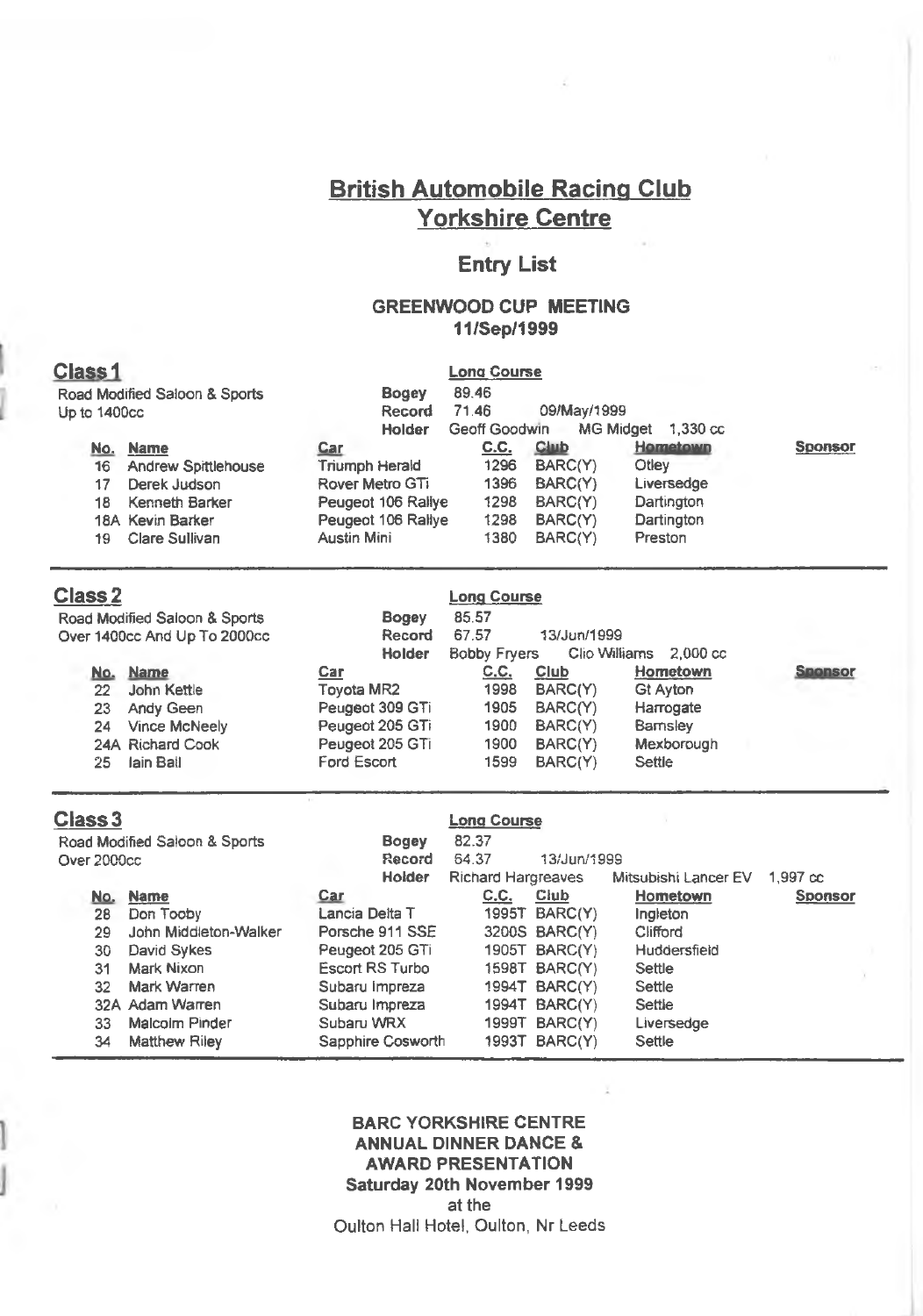# British Automobile Racing Club
# Yorkshire Centre

## Entry List

### GREENWOOD CUP MEETING
### 11/Sep/1999

## Class 1

Road Modified Saloon & Sports
Up to 1400cc

**Long Course**

**Bogey** 89.46
**Record** 71.46 09/May/1999
**Holder** Geoff Goodwin MG Midget 1,330 cc

| No. | Name | Car | C.C. | Club | Hometown | Sponsor |
|---|---|---|---|---|---|---|
| 16 | Andrew Spittlehouse | Triumph Herald | 1296 | BARC(Y) | Otley | |
| 17 | Derek Judson | Rover Metro GTi | 1396 | BARC(Y) | Liversedge | |
| 18 | Kenneth Barker | Peugeot 106 Rallye | 1298 | BARC(Y) | Dartington | |
| 18A | Kevin Barker | Peugeot 106 Rallye | 1298 | BARC(Y) | Dartington | |
| 19 | Clare Sullivan | Austin Mini | 1380 | BARC(Y) | Preston | |

## Class 2

Road Modified Saloon & Sports
Over 1400cc And Up To 2000cc

**Long Course**

**Bogey** 85.57
**Record** 67.57 13/Jun/1999
**Holder** Bobby Fryers Clio Williams 2,000 cc

| No. | Name | Car | C.C. | Club | Hometown | Sponsor |
|---|---|---|---|---|---|---|
| 22 | John Kettle | Toyota MR2 | 1998 | BARC(Y) | Gt Ayton | |
| 23 | Andy Geen | Peugeot 309 GTi | 1905 | BARC(Y) | Harrogate | |
| 24 | Vince McNeely | Peugeot 205 GTi | 1900 | BARC(Y) | Barnsley | |
| 24A | Richard Cook | Peugeot 205 GTi | 1900 | BARC(Y) | Mexborough | |
| 25 | Iain Ball | Ford Escort | 1599 | BARC(Y) | Settle | |

## Class 3

Road Modified Saloon & Sports
Over 2000cc

**Long Course**

**Bogey** 82.37
**Record** 64.37 13/Jun/1999
**Holder** Richard Hargreaves Mitsubishi Lancer EV 1,997 cc

| No. | Name | Car | C.C. | Club | Hometown | Sponsor |
|---|---|---|---|---|---|---|
| 28 | Don Tooby | Lancia Delta T | 1995T | BARC(Y) | Ingleton | |
| 29 | John Middleton-Walker | Porsche 911 SSE | 3200S | BARC(Y) | Clifford | |
| 30 | David Sykes | Peugeot 205 GTi | 1905T | BARC(Y) | Huddersfield | |
| 31 | Mark Nixon | Escort RS Turbo | 1598T | BARC(Y) | Settle | |
| 32 | Mark Warren | Subaru Impreza | 1994T | BARC(Y) | Settle | |
| 32A | Adam Warren | Subaru Impreza | 1994T | BARC(Y) | Settle | |
| 33 | Malcolm Pinder | Subaru WRX | 1999T | BARC(Y) | Liversedge | |
| 34 | Matthew Riley | Sapphire Cosworth | 1993T | BARC(Y) | Settle | |

**BARC YORKSHIRE CENTRE**
**ANNUAL DINNER DANCE &**
**AWARD PRESENTATION**
**Saturday 20th November 1999**
at the
Oulton Hall Hotel, Oulton, Nr Leeds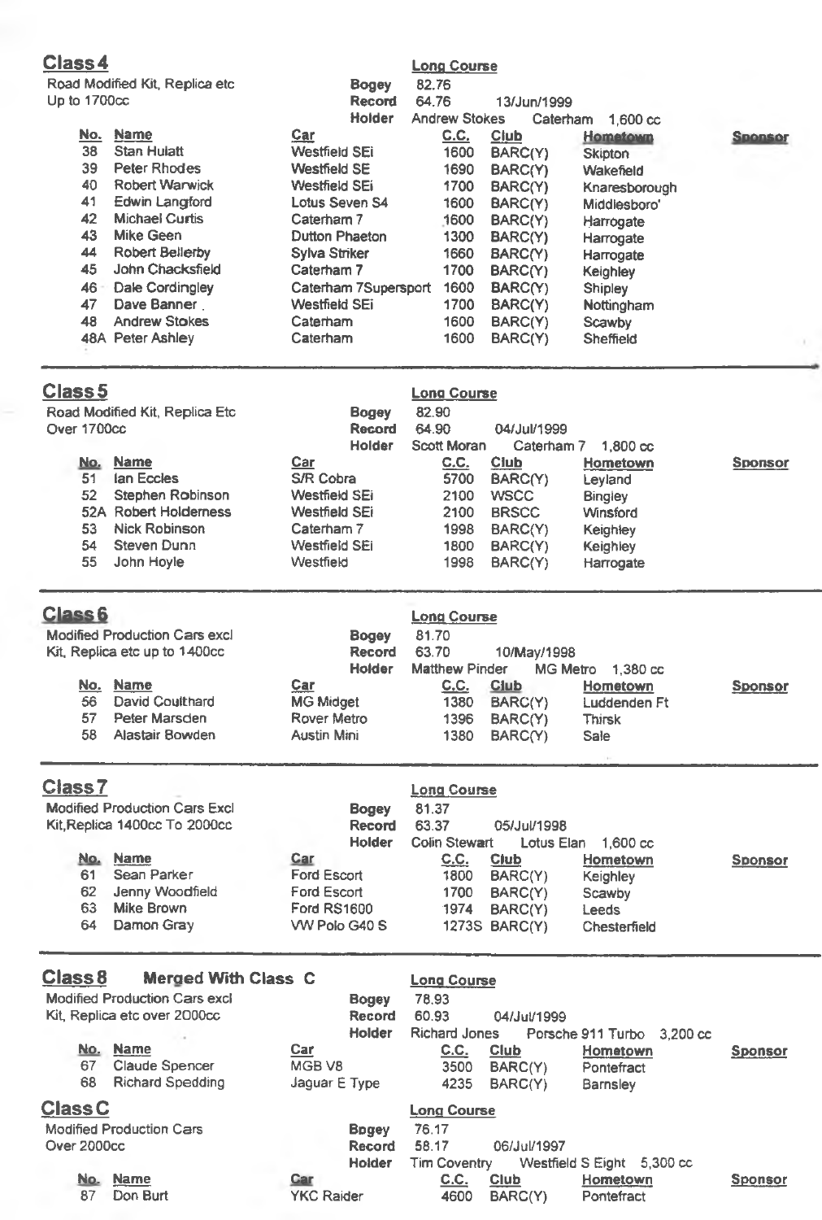## Class 4

Road Modified Kit, Replica etc
Up to 1700cc

**Long Course**
Bogey 82.76
Record 64.76 13/Jun/1999
Holder Andrew Stokes Caterham 1,600 cc

| No. | Name | Car | C.C. | Club | Hometown | Sponsor |
|---|---|---|---|---|---|---|
| 38 | Stan Hulatt | Westfield SEi | 1600 | BARC(Y) | Skipton | |
| 39 | Peter Rhodes | Westfield SE | 1690 | BARC(Y) | Wakefield | |
| 40 | Robert Warwick | Westfield SEi | 1700 | BARC(Y) | Knaresborough | |
| 41 | Edwin Langford | Lotus Seven S4 | 1600 | BARC(Y) | Middlesboro' | |
| 42 | Michael Curtis | Caterham 7 | 1600 | BARC(Y) | Harrogate | |
| 43 | Mike Geen | Dutton Phaeton | 1300 | BARC(Y) | Harrogate | |
| 44 | Robert Bellerby | Sylva Striker | 1660 | BARC(Y) | Harrogate | |
| 45 | John Chacksfield | Caterham 7 | 1700 | BARC(Y) | Keighley | |
| 46 | Dale Cordingley | Caterham 7Supersport | 1600 | BARC(Y) | Shipley | |
| 47 | Dave Banner | Westfield SEi | 1700 | BARC(Y) | Nottingham | |
| 48 | Andrew Stokes | Caterham | 1600 | BARC(Y) | Scawby | |
| 48A | Peter Ashley | Caterham | 1600 | BARC(Y) | Sheffield | |

## Class 5

Road Modified Kit, Replica Etc
Over 1700cc

**Long Course**
Bogey 82.90
Record 64.90 04/Jul/1999
Holder Scott Moran Caterham 7 1,800 cc

| No. | Name | Car | C.C. | Club | Hometown | Sponsor |
|---|---|---|---|---|---|---|
| 51 | Ian Eccles | S/R Cobra | 5700 | BARC(Y) | Leyland | |
| 52 | Stephen Robinson | Westfield SEi | 2100 | WSCC | Bingley | |
| 52A | Robert Holderness | Westfield SEi | 2100 | BRSCC | Winsford | |
| 53 | Nick Robinson | Caterham 7 | 1998 | BARC(Y) | Keighley | |
| 54 | Steven Dunn | Westfield SEi | 1800 | BARC(Y) | Keighley | |
| 55 | John Hoyle | Westfield | 1998 | BARC(Y) | Harrogate | |

## Class 6

Modified Production Cars excl
Kit, Replica etc up to 1400cc

**Long Course**
Bogey 81.70
Record 63.70 10/May/1998
Holder Matthew Pinder MG Metro 1,380 cc

| No. | Name | Car | C.C. | Club | Hometown | Sponsor |
|---|---|---|---|---|---|---|
| 56 | David Coulthard | MG Midget | 1380 | BARC(Y) | Luddenden Ft | |
| 57 | Peter Marsden | Rover Metro | 1396 | BARC(Y) | Thirsk | |
| 58 | Alastair Bowden | Austin Mini | 1380 | BARC(Y) | Sale | |

## Class 7

Modified Production Cars Excl
Kit,Replica 1400cc To 2000cc

**Long Course**
Bogey 81.37
Record 63.37 05/Jul/1998
Holder Colin Stewart Lotus Elan 1,600 cc

| No. | Name | Car | C.C. | Club | Hometown | Sponsor |
|---|---|---|---|---|---|---|
| 61 | Sean Parker | Ford Escort | 1800 | BARC(Y) | Keighley | |
| 62 | Jenny Woodfield | Ford Escort | 1700 | BARC(Y) | Scawby | |
| 63 | Mike Brown | Ford RS1600 | 1974 | BARC(Y) | Leeds | |
| 64 | Damon Gray | VW Polo G40 S | 1273S | BARC(Y) | Chesterfield | |

## Class 8 Merged With Class C

Modified Production Cars excl
Kit, Replica etc over 2000cc

**Long Course**
Bogey 78.93
Record 60.93 04/Jul/1999
Holder Richard Jones Porsche 911 Turbo 3,200 cc

| No. | Name | Car | C.C. | Club | Hometown | Sponsor |
|---|---|---|---|---|---|---|
| 67 | Claude Spencer | MGB V8 | 3500 | BARC(Y) | Pontefract | |
| 68 | Richard Spedding | Jaguar E Type | 4235 | BARC(Y) | Barnsley | |

## Class C

Modified Production Cars
Over 2000cc

**Long Course**
Bogey 76.17
Record 58.17 06/Jul/1997
Holder Tim Coventry Westfield S Eight 5,300 cc

| No. | Name | Car | C.C. | Club | Hometown | Sponsor |
|---|---|---|---|---|---|---|
| 87 | Don Burt | YKC Raider | 4600 | BARC(Y) | Pontefract | |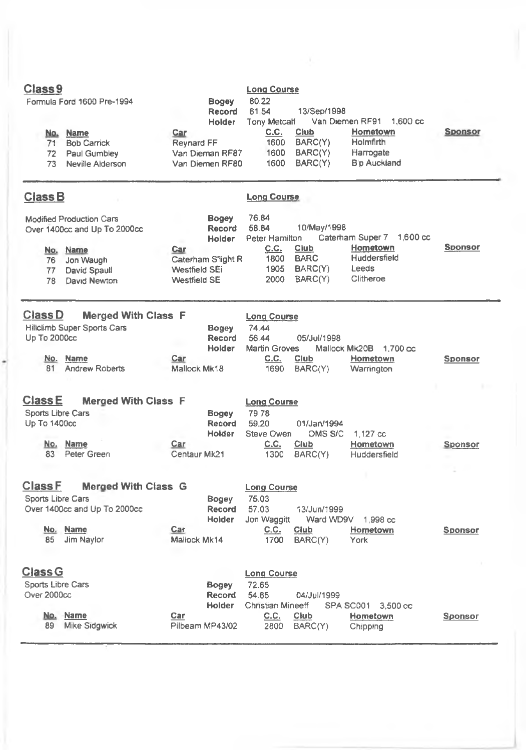## Class 9

Formula Ford 1600 Pre-1994

**Long Course**

| | |
|---|---|
| **Bogey** | 80.22 |
| **Record** | 61.54 — 13/Sep/1998 |
| **Holder** | Tony Metcalf — Van Diemen RF91 — 1,600 cc |

| No. | Name | Car | C.C. | Club | Hometown | Sponsor |
|---|---|---|---|---|---|---|
| 71 | Bob Carrick | Reynard FF | 1600 | BARC(Y) | Holmfirth | |
| 72 | Paul Gumbley | Van Dieman RF87 | 1600 | BARC(Y) | Harrogate | |
| 73 | Neville Alderson | Van Diemen RF80 | 1600 | BARC(Y) | B'p Auckland | |

---

## Class B

Modified Production Cars
Over 1400cc and Up To 2000cc

**Long Course**

| | |
|---|---|
| **Bogey** | 76.84 |
| **Record** | 58.84 — 10/May/1998 |
| **Holder** | Peter Hamilton — Caterham Super 7 — 1,600 cc |

| No. | Name | Car | C.C. | Club | Hometown | Sponsor |
|---|---|---|---|---|---|---|
| 76 | Jon Waugh | Caterham S'light R | 1800 | BARC | Huddersfield | |
| 77 | David Spaull | Westfield SEi | 1905 | BARC(Y) | Leeds | |
| 78 | David Newton | Westfield SE | 2000 | BARC(Y) | Clitheroe | |

---

## Class D — Merged With Class F

Hillclimb Super Sports Cars
Up To 2000cc

**Long Course**

| | |
|---|---|
| **Bogey** | 74.44 |
| **Record** | 56.44 — 05/Jul/1998 |
| **Holder** | Martin Groves — Mallock Mk20B — 1,700 cc |

| No. | Name | Car | C.C. | Club | Hometown | Sponsor |
|---|---|---|---|---|---|---|
| 81 | Andrew Roberts | Mallock Mk18 | 1690 | BARC(Y) | Warrington | |

## Class E — Merged With Class F

Sports Libre Cars
Up To 1400cc

**Long Course**

| | |
|---|---|
| **Bogey** | 79.78 |
| **Record** | 59.20 — 01/Jan/1994 |
| **Holder** | Steve Owen — OMS S/C — 1,127 cc |

| No. | Name | Car | C.C. | Club | Hometown | Sponsor |
|---|---|---|---|---|---|---|
| 83 | Peter Green | Centaur Mk21 | 1300 | BARC(Y) | Huddersfield | |

## Class F — Merged With Class G

Sports Libre Cars
Over 1400cc and Up To 2000cc

**Long Course**

| | |
|---|---|
| **Bogey** | 75.03 |
| **Record** | 57.03 — 13/Jun/1999 |
| **Holder** | Jon Waggitt — Ward WD9V — 1,998 cc |

| No. | Name | Car | C.C. | Club | Hometown | Sponsor |
|---|---|---|---|---|---|---|
| 85 | Jim Naylor | Mallock Mk14 | 1700 | BARC(Y) | York | |

## Class G

Sports Libre Cars
Over 2000cc

**Long Course**

| | |
|---|---|
| **Bogey** | 72.65 |
| **Record** | 54.65 — 04/Jul/1999 |
| **Holder** | Christian Mineeff — SPA SC001 — 3,500 cc |

| No. | Name | Car | C.C. | Club | Hometown | Sponsor |
|---|---|---|---|---|---|---|
| 89 | Mike Sidgwick | Pilbeam MP43/02 | 2800 | BARC(Y) | Chipping | |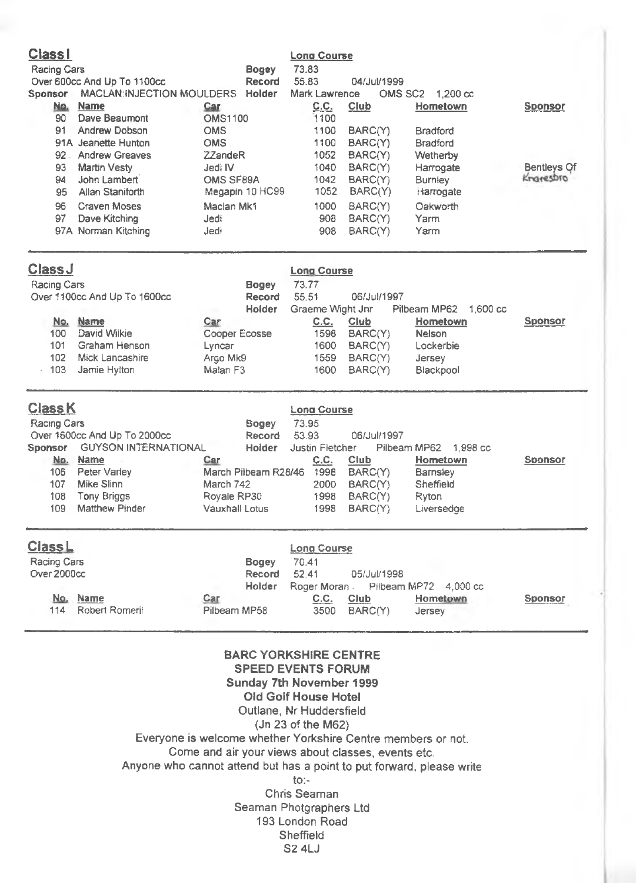## Class I

| | | | |
|---|---|---|---|
| Racing Cars | **Bogey** | **Long Course** 73.83 | |
| Over 600cc And Up To 1100cc | **Record** | 55.83 | 04/Jul/1999 |
| **Sponsor** MACLAN INJECTION MOULDERS | **Holder** | Mark Lawrence | OMS SC2 1,200 cc |

| No. | Name | Car | C.C. | Club | Hometown | Sponsor |
|---|---|---|---|---|---|---|
| 90 | Dave Beaumont | OMS1100 | 1100 | | | |
| 91 | Andrew Dobson | OMS | 1100 | BARC(Y) | Bradford | |
| 91A | Jeanette Hunton | OMS | 1100 | BARC(Y) | Bradford | |
| 92 | Andrew Greaves | ZZandeR | 1052 | BARC(Y) | Wetherby | |
| 93 | Martin Vesty | Jedi IV | 1040 | BARC(Y) | Harrogate | Bentleys Of Knaresbro |
| 94 | John Lambert | OMS SF89A | 1042 | BARC(Y) | Burnley | |
| 95 | Allan Staniforth | Megapin 10 HC99 | 1052 | BARC(Y) | Harrogate | |
| 96 | Craven Moses | Maclan Mk1 | 1000 | BARC(Y) | Oakworth | |
| 97 | Dave Kitching | Jedi | 908 | BARC(Y) | Yarm | |
| 97A | Norman Kitching | Jedi | 908 | BARC(Y) | Yarm | |

## Class J

| | | | |
|---|---|---|---|
| Racing Cars | **Bogey** | **Long Course** 73.77 | |
| Over 1100cc And Up To 1600cc | **Record** | 55.51 | 06/Jul/1997 |
| | **Holder** | Graeme Wight Jnr | Pilbeam MP62 1,600 cc |

| No. | Name | Car | C.C. | Club | Hometown | Sponsor |
|---|---|---|---|---|---|---|
| 100 | David Wilkie | Cooper Ecosse | 1598 | BARC(Y) | Nelson | |
| 101 | Graham Henson | Lyncar | 1600 | BARC(Y) | Lockerbie | |
| 102 | Mick Lancashire | Argo Mk9 | 1559 | BARC(Y) | Jersey | |
| 103 | Jamie Hylton | Malan F3 | 1600 | BARC(Y) | Blackpool | |

## Class K

| | | | |
|---|---|---|---|
| Racing Cars | **Bogey** | **Long Course** 73.95 | |
| Over 1600cc And Up To 2000cc | **Record** | 53.93 | 06/Jul/1997 |
| **Sponsor** GUYSON INTERNATIONAL | **Holder** | Justin Fletcher | Pilbeam MP62 1,998 cc |

| No. | Name | Car | C.C. | Club | Hometown | Sponsor |
|---|---|---|---|---|---|---|
| 106 | Peter Varley | March Pilbeam R28/46 | 1998 | BARC(Y) | Barnsley | |
| 107 | Mike Slinn | March 742 | 2000 | BARC(Y) | Sheffield | |
| 108 | Tony Briggs | Royale RP30 | 1998 | BARC(Y) | Ryton | |
| 109 | Matthew Pinder | Vauxhall Lotus | 1998 | BARC(Y) | Liversedge | |

## Class L

| | | | |
|---|---|---|---|
| Racing Cars | **Bogey** | **Long Course** 70.41 | |
| Over 2000cc | **Record** | 52.41 | 05/Jul/1998 |
| | **Holder** | Roger Moran | Pilbeam MP72 4,000 cc |

| No. | Name | Car | C.C. | Club | Hometown | Sponsor |
|---|---|---|---|---|---|---|
| 114 | Robert Romeril | Pilbeam MP58 | 3500 | BARC(Y) | Jersey | |

**BARC YORKSHIRE CENTRE**
**SPEED EVENTS FORUM**
**Sunday 7th November 1999**
**Old Golf House Hotel**

Outlane, Nr Huddersfield
(Jn 23 of the M62)

Everyone is welcome whether Yorkshire Centre members or not.
Come and air your views about classes, events etc.
Anyone who cannot attend but has a point to put forward, please write to:-

Chris Seaman
Seaman Photgraphers Ltd
193 London Road
Sheffield
S2 4LJ